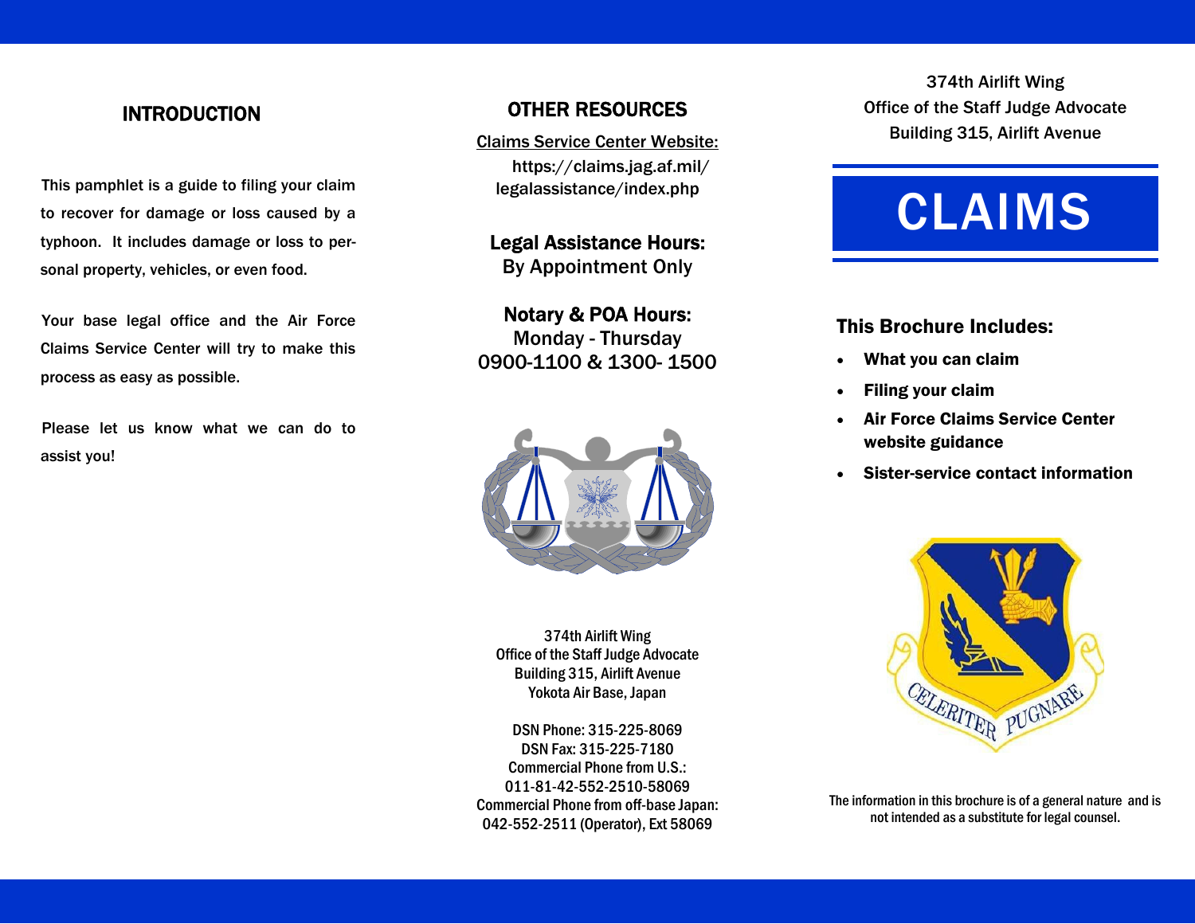## INTRODUCTION

This pamphlet is a guide to filing your claim to recover for damage or loss caused by a typhoon. It includes damage or loss to personal property, vehicles, or even food.

Your base legal office and the Air Force Claims Service Center will try to make this process as easy as possible.

Please let us know what we can do to assist you!

## OTHER RESOURCES

Claims Service Center Website:
https://claims.jag.af.mil/legalassistance/index.php

**Legal Assistance Hours:**
By Appointment Only

**Notary & POA Hours:**
Monday - Thursday
0900-1100 & 1300- 1500

374th Airlift Wing
Office of the Staff Judge Advocate
Building 315, Airlift Avenue
Yokota Air Base, Japan

DSN Phone: 315-225-8069
DSN Fax: 315-225-7180
Commercial Phone from U.S.:
011-81-42-552-2510-58069
Commercial Phone from off-base Japan:
042-552-2511 (Operator), Ext 58069

374th Airlift Wing
Office of the Staff Judge Advocate
Building 315, Airlift Avenue

# CLAIMS

### This Brochure Includes:

- **What you can claim**
- **Filing your claim**
- **Air Force Claims Service Center website guidance**
- **Sister-service contact information**

CELERITER PUGNARE

The information in this brochure is of a general nature and is not intended as a substitute for legal counsel.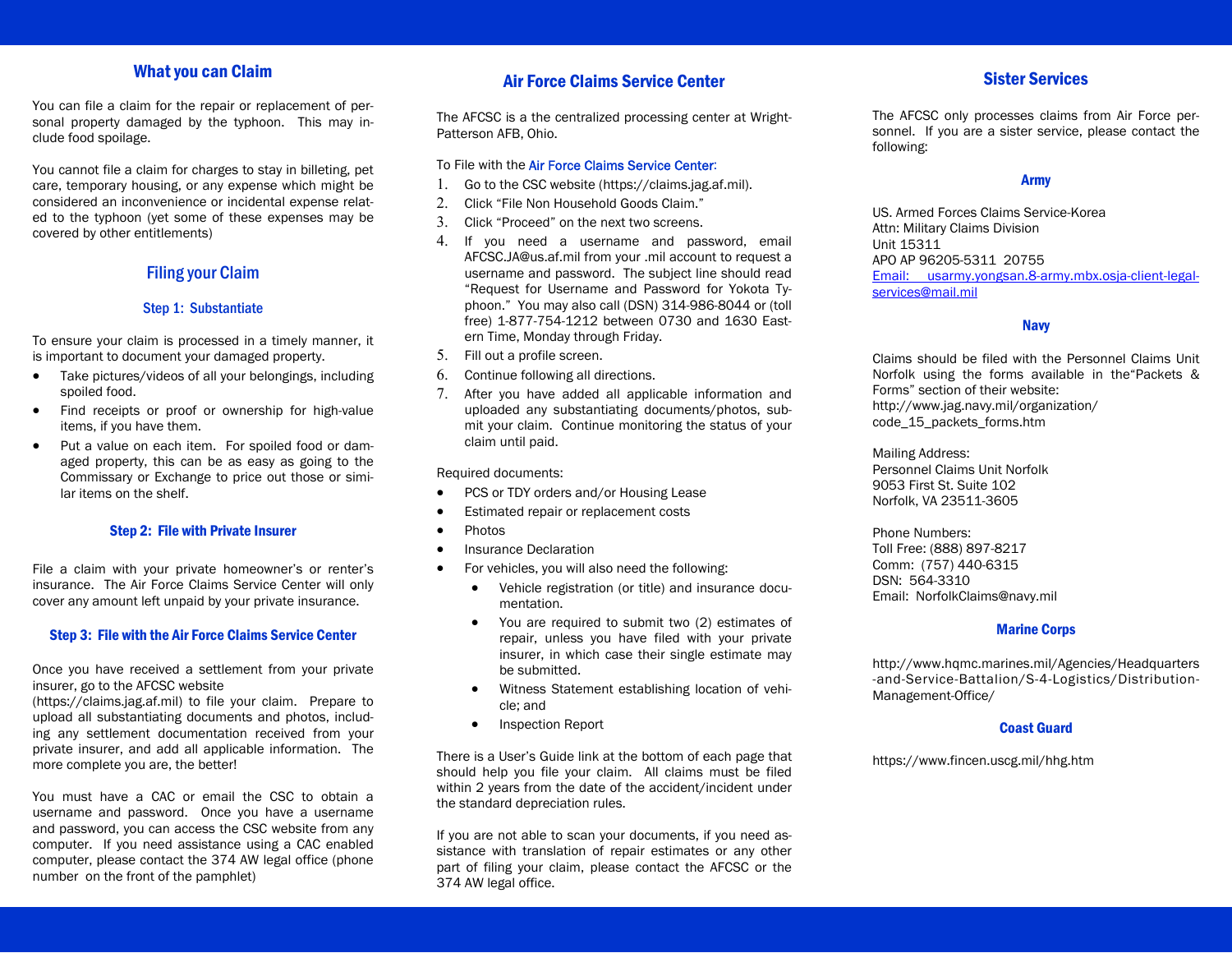## What you can Claim

You can file a claim for the repair or replacement of personal property damaged by the typhoon. This may include food spoilage.

You cannot file a claim for charges to stay in billeting, pet care, temporary housing, or any expense which might be considered an inconvenience or incidental expense related to the typhoon (yet some of these expenses may be covered by other entitlements)

## Filing your Claim

### Step 1: Substantiate

To ensure your claim is processed in a timely manner, it is important to document your damaged property.

- Take pictures/videos of all your belongings, including spoiled food.
- Find receipts or proof or ownership for high-value items, if you have them.
- Put a value on each item. For spoiled food or damaged property, this can be as easy as going to the Commissary or Exchange to price out those or similar items on the shelf.

### Step 2: File with Private Insurer

File a claim with your private homeowner's or renter's insurance. The Air Force Claims Service Center will only cover any amount left unpaid by your private insurance.

### Step 3: File with the Air Force Claims Service Center

Once you have received a settlement from your private insurer, go to the AFCSC website (https://claims.jag.af.mil) to file your claim. Prepare to upload all substantiating documents and photos, including any settlement documentation received from your private insurer, and add all applicable information. The more complete you are, the better!

You must have a CAC or email the CSC to obtain a username and password. Once you have a username and password, you can access the CSC website from any computer. If you need assistance using a CAC enabled computer, please contact the 374 AW legal office (phone number on the front of the pamphlet)

## Air Force Claims Service Center

The AFCSC is a the centralized processing center at Wright-Patterson AFB, Ohio.

To File with the Air Force Claims Service Center:

1. Go to the CSC website (https://claims.jag.af.mil).
2. Click "File Non Household Goods Claim."
3. Click "Proceed" on the next two screens.
4. If you need a username and password, email AFCSC.JA@us.af.mil from your .mil account to request a username and password. The subject line should read "Request for Username and Password for Yokota Typhoon." You may also call (DSN) 314-986-8044 or (toll free) 1-877-754-1212 between 0730 and 1630 Eastern Time, Monday through Friday.
5. Fill out a profile screen.
6. Continue following all directions.
7. After you have added all applicable information and uploaded any substantiating documents/photos, submit your claim. Continue monitoring the status of your claim until paid.

Required documents:

- PCS or TDY orders and/or Housing Lease
- Estimated repair or replacement costs
- Photos
- Insurance Declaration
- For vehicles, you will also need the following:
  - Vehicle registration (or title) and insurance documentation.
  - You are required to submit two (2) estimates of repair, unless you have filed with your private insurer, in which case their single estimate may be submitted.
  - Witness Statement establishing location of vehicle; and
  - Inspection Report

There is a User's Guide link at the bottom of each page that should help you file your claim. All claims must be filed within 2 years from the date of the accident/incident under the standard depreciation rules.

If you are not able to scan your documents, if you need assistance with translation of repair estimates or any other part of filing your claim, please contact the AFCSC or the 374 AW legal office.

## Sister Services

The AFCSC only processes claims from Air Force personnel. If you are a sister service, please contact the following:

### Army

US. Armed Forces Claims Service-Korea
Attn: Military Claims Division
Unit 15311
APO AP 96205-5311 20755
Email: usarmy.yongsan.8-army.mbx.osja-client-legal-services@mail.mil

### Navy

Claims should be filed with the Personnel Claims Unit Norfolk using the forms available in the"Packets & Forms" section of their website:
http://www.jag.navy.mil/organization/code_15_packets_forms.htm

Mailing Address:
Personnel Claims Unit Norfolk
9053 First St. Suite 102
Norfolk, VA 23511-3605

Phone Numbers:
Toll Free: (888) 897-8217
Comm: (757) 440-6315
DSN: 564-3310
Email: NorfolkClaims@navy.mil

### Marine Corps

http://www.hqmc.marines.mil/Agencies/Headquarters-and-Service-Battalion/S-4-Logistics/Distribution-Management-Office/

### Coast Guard

https://www.fincen.uscg.mil/hhg.htm